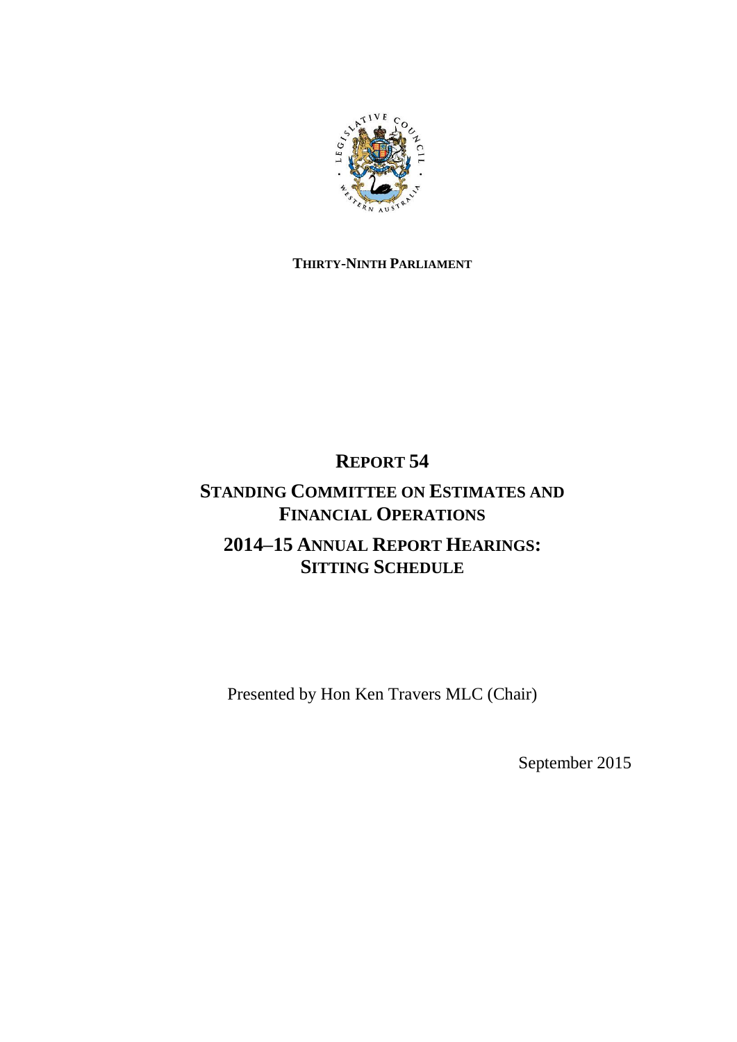**THIRTY-NINTH PARLIAMENT**

# REPORT 54

# STANDING COMMITTEE ON ESTIMATES AND FINANCIAL OPERATIONS

## 2014–15 ANNUAL REPORT HEARINGS: SITTING SCHEDULE

Presented by Hon Ken Travers MLC (Chair)

September 2015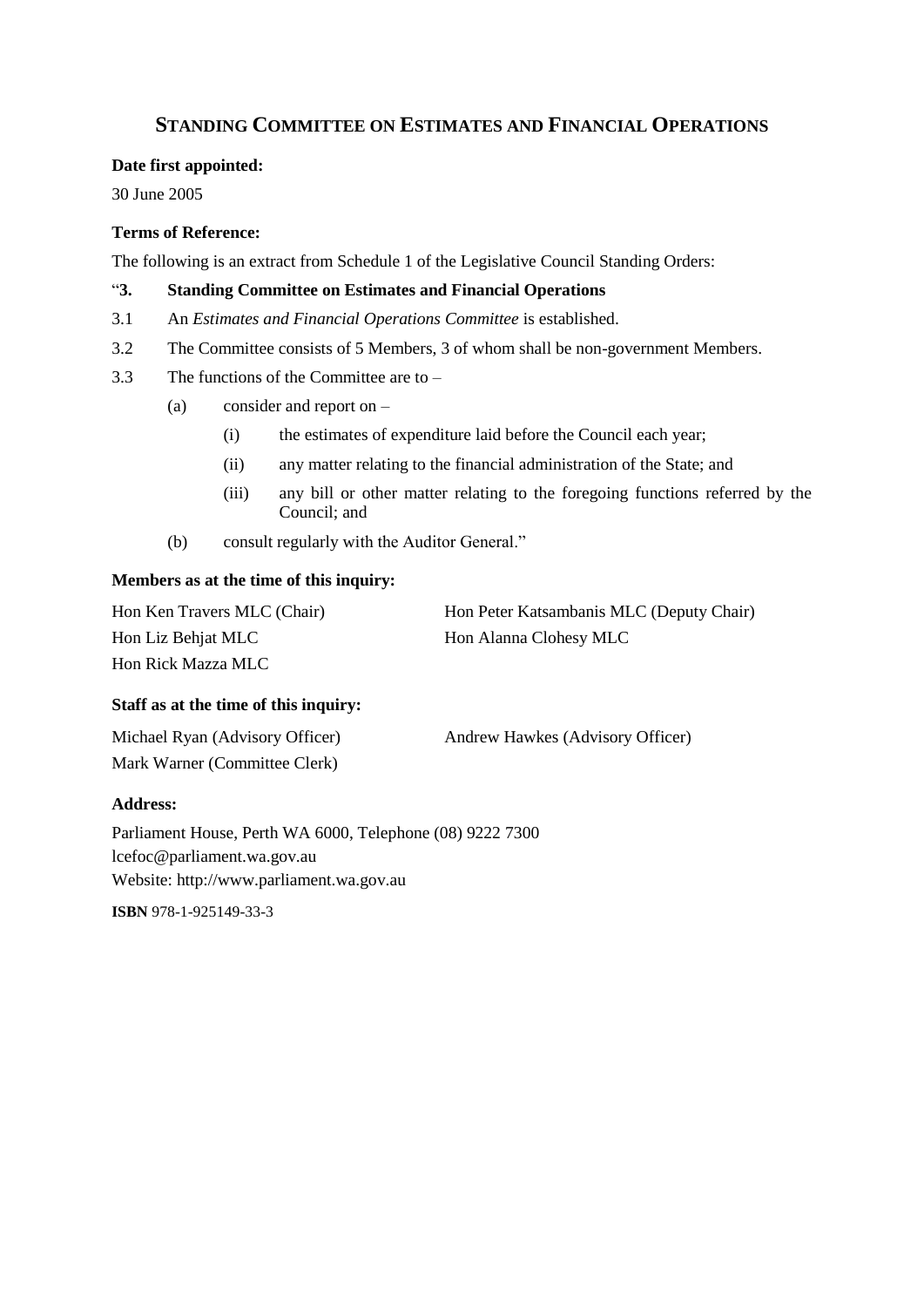# STANDING COMMITTEE ON ESTIMATES AND FINANCIAL OPERATIONS

**Date first appointed:**

30 June 2005

**Terms of Reference:**

The following is an extract from Schedule 1 of the Legislative Council Standing Orders:

"**3. Standing Committee on Estimates and Financial Operations**

3.1 An *Estimates and Financial Operations Committee* is established.

3.2 The Committee consists of 5 Members, 3 of whom shall be non-government Members.

3.3 The functions of the Committee are to –

- (a) consider and report on –
  - (i) the estimates of expenditure laid before the Council each year;
  - (ii) any matter relating to the financial administration of the State; and
  - (iii) any bill or other matter relating to the foregoing functions referred by the Council; and
- (b) consult regularly with the Auditor General."

**Members as at the time of this inquiry:**

Hon Ken Travers MLC (Chair)
Hon Peter Katsambanis MLC (Deputy Chair)
Hon Liz Behjat MLC
Hon Alanna Clohesy MLC
Hon Rick Mazza MLC

**Staff as at the time of this inquiry:**

Michael Ryan (Advisory Officer)
Andrew Hawkes (Advisory Officer)
Mark Warner (Committee Clerk)

**Address:**

Parliament House, Perth WA 6000, Telephone (08) 9222 7300
lcefoc@parliament.wa.gov.au
Website: http://www.parliament.wa.gov.au

**ISBN** 978-1-925149-33-3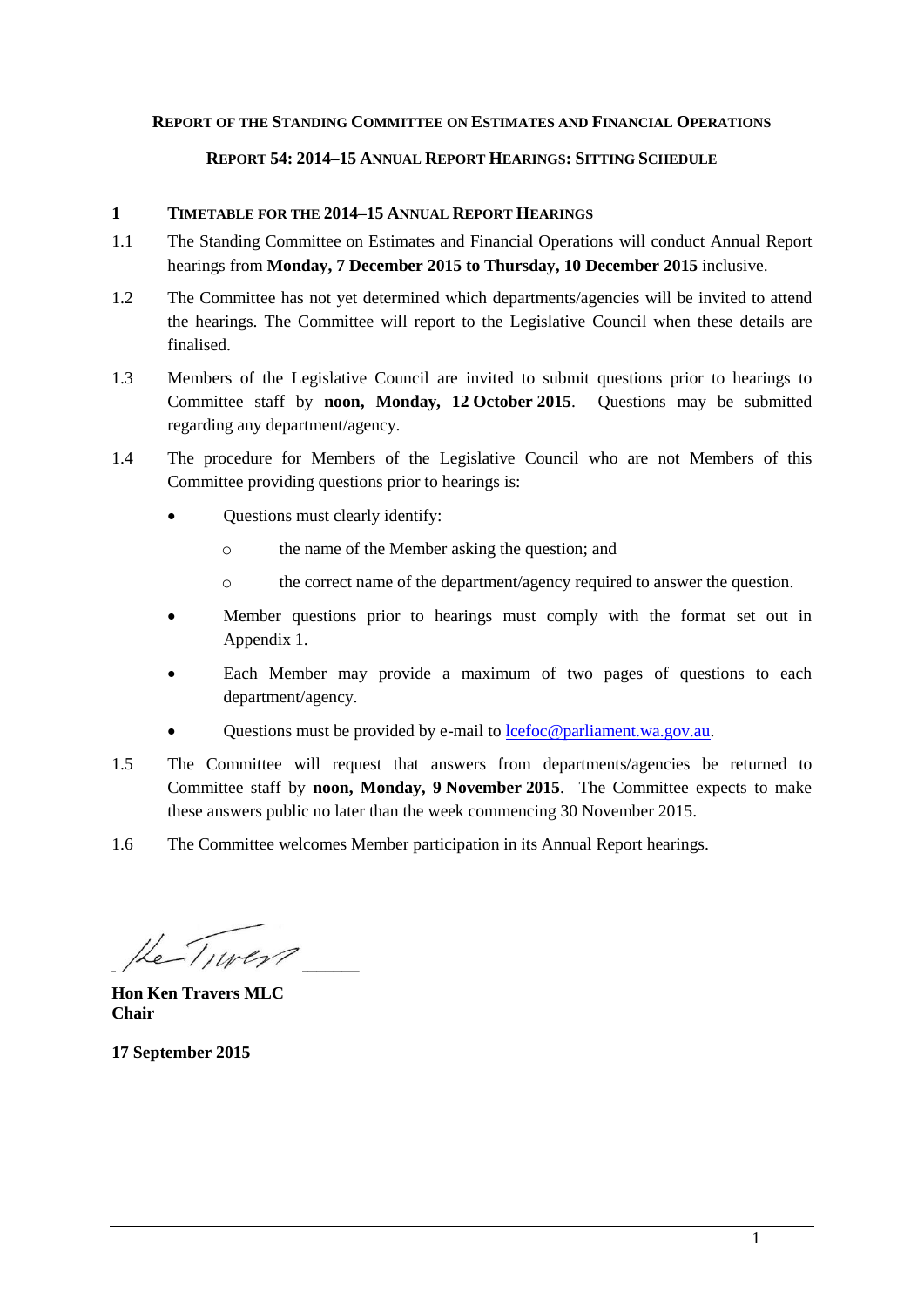**REPORT OF THE STANDING COMMITTEE ON ESTIMATES AND FINANCIAL OPERATIONS**

**REPORT 54: 2014–15 ANNUAL REPORT HEARINGS: SITTING SCHEDULE**

## 1 TIMETABLE FOR THE 2014–15 ANNUAL REPORT HEARINGS

1.1 The Standing Committee on Estimates and Financial Operations will conduct Annual Report hearings from **Monday, 7 December 2015 to Thursday, 10 December 2015** inclusive.

1.2 The Committee has not yet determined which departments/agencies will be invited to attend the hearings. The Committee will report to the Legislative Council when these details are finalised.

1.3 Members of the Legislative Council are invited to submit questions prior to hearings to Committee staff by **noon, Monday, 12 October 2015**. Questions may be submitted regarding any department/agency.

1.4 The procedure for Members of the Legislative Council who are not Members of this Committee providing questions prior to hearings is:

- Questions must clearly identify:
  - the name of the Member asking the question; and
  - the correct name of the department/agency required to answer the question.
- Member questions prior to hearings must comply with the format set out in Appendix 1.
- Each Member may provide a maximum of two pages of questions to each department/agency.
- Questions must be provided by e-mail to lcefoc@parliament.wa.gov.au.

1.5 The Committee will request that answers from departments/agencies be returned to Committee staff by **noon, Monday, 9 November 2015**. The Committee expects to make these answers public no later than the week commencing 30 November 2015.

1.6 The Committee welcomes Member participation in its Annual Report hearings.

**Hon Ken Travers MLC**
**Chair**

**17 September 2015**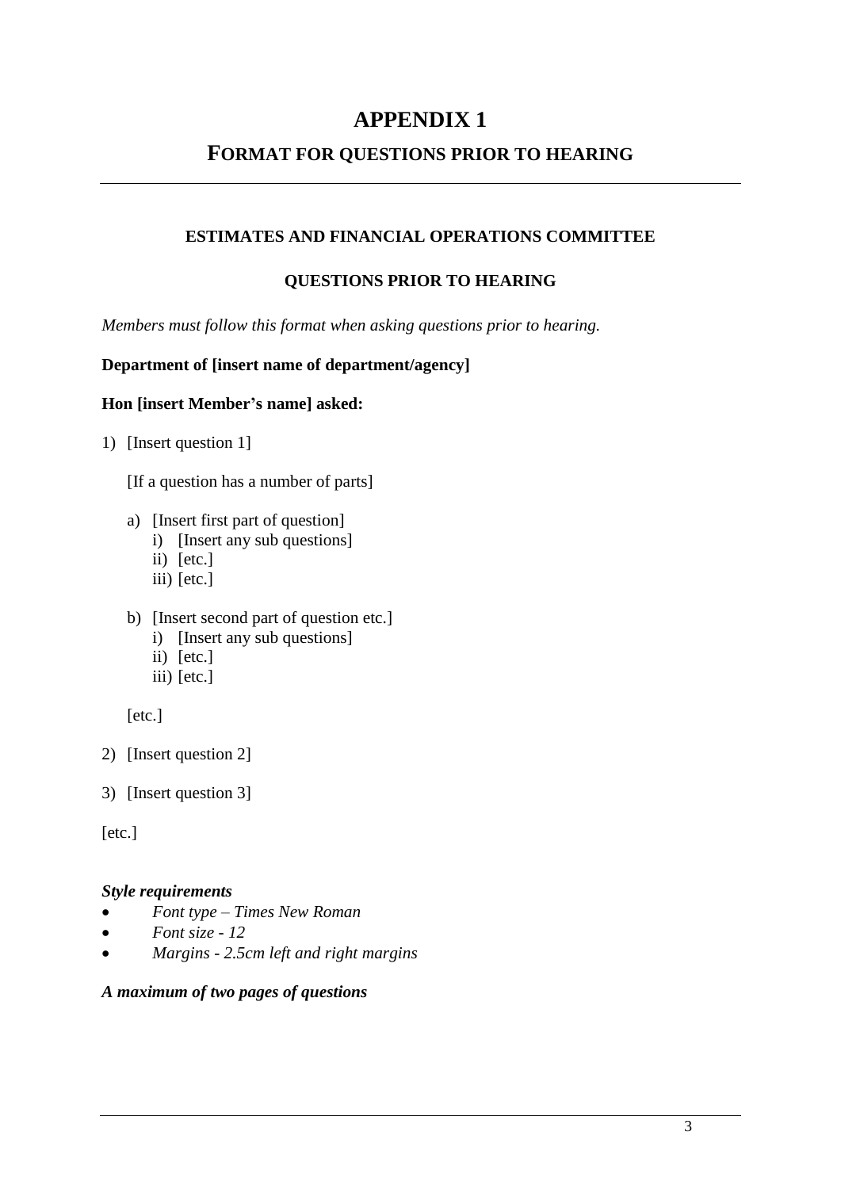# APPENDIX 1

## FORMAT FOR QUESTIONS PRIOR TO HEARING

---

**ESTIMATES AND FINANCIAL OPERATIONS COMMITTEE**

**QUESTIONS PRIOR TO HEARING**

*Members must follow this format when asking questions prior to hearing.*

**Department of [insert name of department/agency]**

**Hon [insert Member's name] asked:**

1) [Insert question 1]

   [If a question has a number of parts]

   a) [Insert first part of question]
      i) [Insert any sub questions]
      ii) [etc.]
      iii) [etc.]

   b) [Insert second part of question etc.]
      i) [Insert any sub questions]
      ii) [etc.]
      iii) [etc.]

   [etc.]

2) [Insert question 2]

3) [Insert question 3]

[etc.]

***Style requirements***

- *Font type – Times New Roman*
- *Font size - 12*
- *Margins - 2.5cm left and right margins*

***A maximum of two pages of questions***